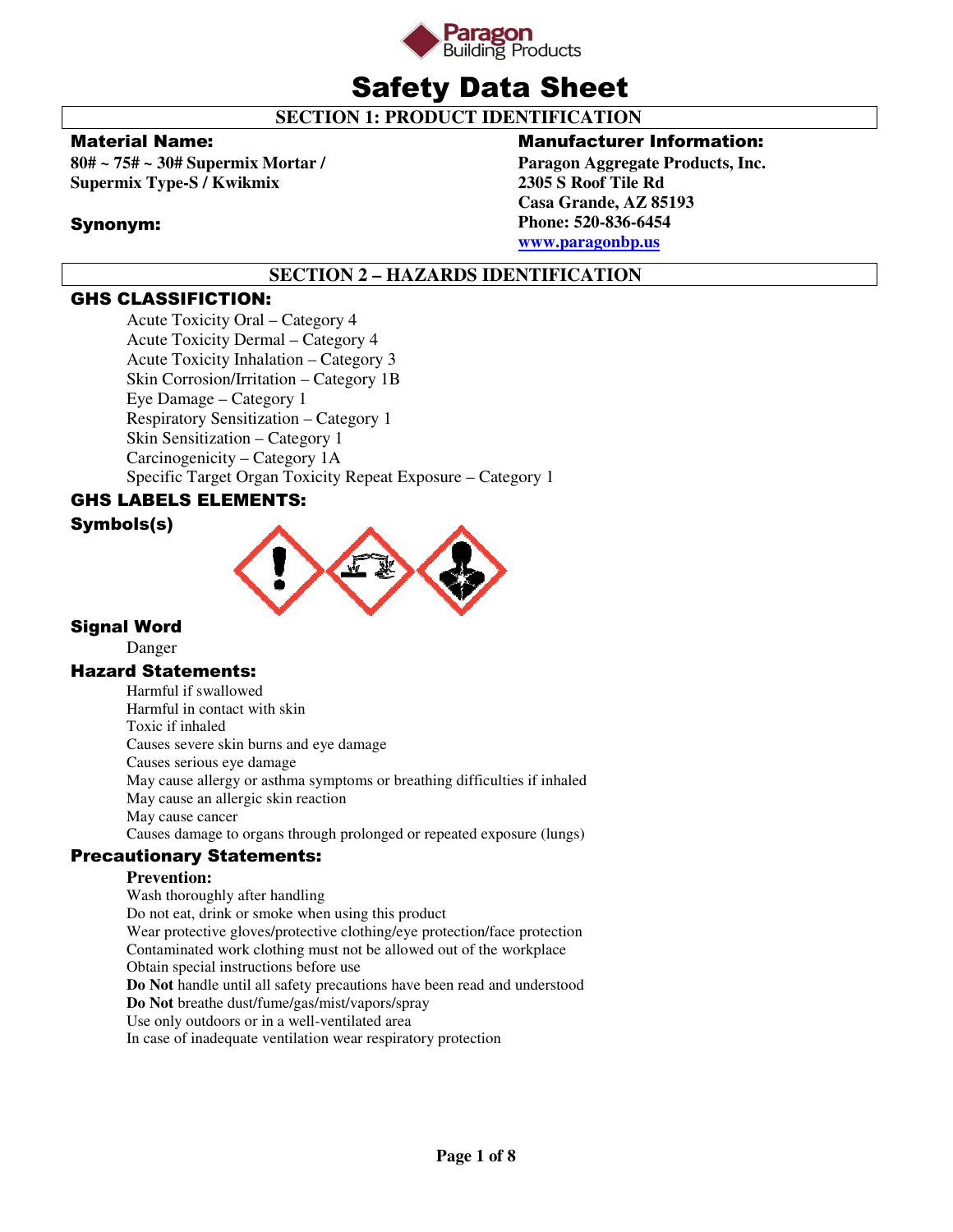Paragon Building Products

# Safety Data Sheet

## SECTION 1: PRODUCT IDENTIFICATION

**Material Name:**

**80# ~ 75# ~ 30# Supermix Mortar / Supermix Type-S / Kwikmix**

**Synonym:**

**Manufacturer Information:**

**Paragon Aggregate Products, Inc.**
**2305 S Roof Tile Rd**
**Casa Grande, AZ 85193**
**Phone: 520-836-6454**
**www.paragonbp.us**

## SECTION 2 – HAZARDS IDENTIFICATION

### GHS CLASSIFICTION:

- Acute Toxicity Oral – Category 4
- Acute Toxicity Dermal – Category 4
- Acute Toxicity Inhalation – Category 3
- Skin Corrosion/Irritation – Category 1B
- Eye Damage – Category 1
- Respiratory Sensitization – Category 1
- Skin Sensitization – Category 1
- Carcinogenicity – Category 1A
- Specific Target Organ Toxicity Repeat Exposure – Category 1

### GHS LABELS ELEMENTS:

**Symbols(s)**

**Signal Word**

Danger

**Hazard Statements:**

- Harmful if swallowed
- Harmful in contact with skin
- Toxic if inhaled
- Causes severe skin burns and eye damage
- Causes serious eye damage
- May cause allergy or asthma symptoms or breathing difficulties if inhaled
- May cause an allergic skin reaction
- May cause cancer
- Causes damage to organs through prolonged or repeated exposure (lungs)

**Precautionary Statements:**

**Prevention:**

- Wash thoroughly after handling
- Do not eat, drink or smoke when using this product
- Wear protective gloves/protective clothing/eye protection/face protection
- Contaminated work clothing must not be allowed out of the workplace
- Obtain special instructions before use
- **Do Not** handle until all safety precautions have been read and understood
- **Do Not** breathe dust/fume/gas/mist/vapors/spray
- Use only outdoors or in a well-ventilated area
- In case of inadequate ventilation wear respiratory protection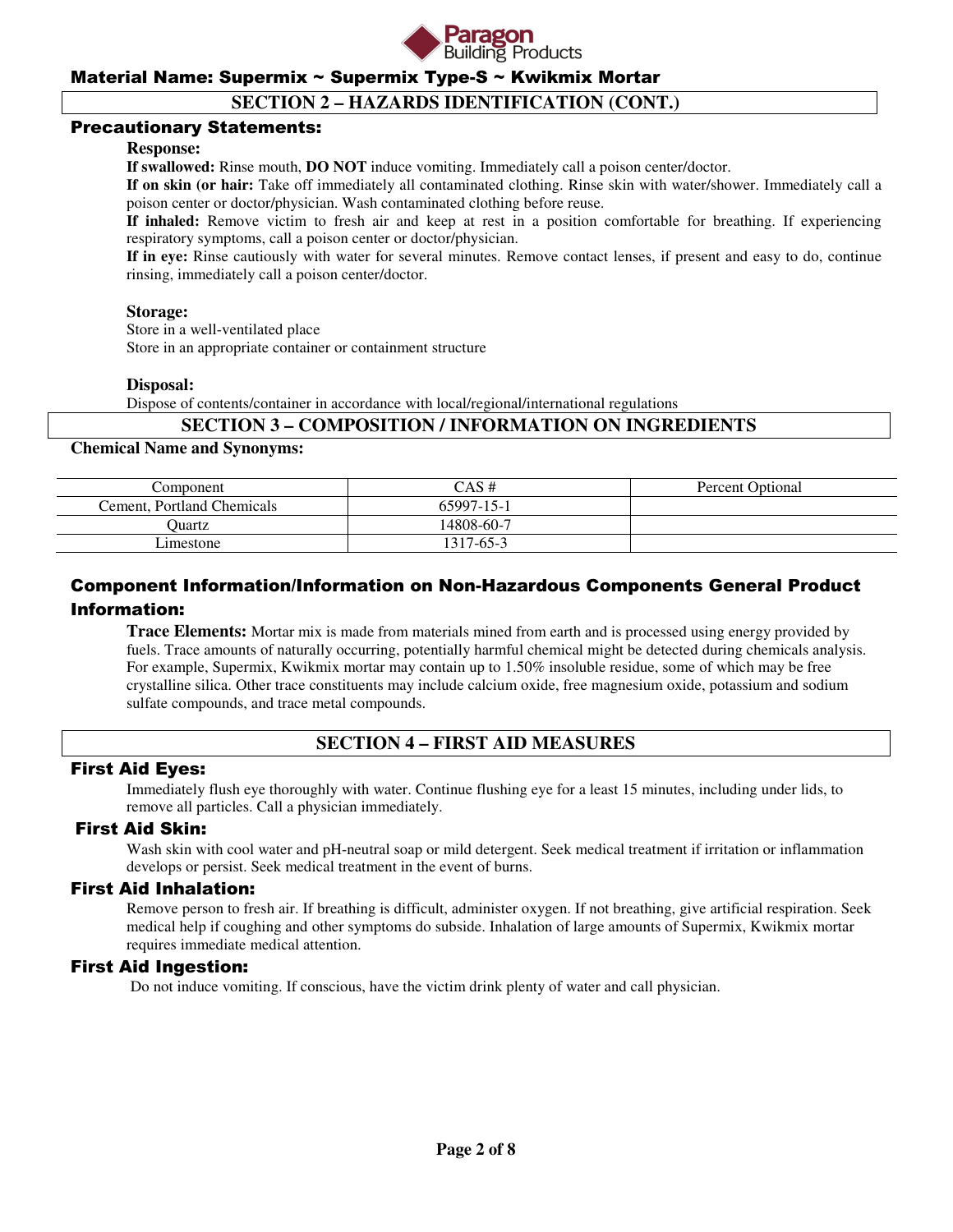## SECTION 2 – HAZARDS IDENTIFICATION (CONT.)

### Precautionary Statements:

**Response:**

**If swallowed:** Rinse mouth, **DO NOT** induce vomiting. Immediately call a poison center/doctor.

**If on skin (or hair:** Take off immediately all contaminated clothing. Rinse skin with water/shower. Immediately call a poison center or doctor/physician. Wash contaminated clothing before reuse.

**If inhaled:** Remove victim to fresh air and keep at rest in a position comfortable for breathing. If experiencing respiratory symptoms, call a poison center or doctor/physician.

**If in eye:** Rinse cautiously with water for several minutes. Remove contact lenses, if present and easy to do, continue rinsing, immediately call a poison center/doctor.

**Storage:**

Store in a well-ventilated place

Store in an appropriate container or containment structure

**Disposal:**

Dispose of contents/container in accordance with local/regional/international regulations

## SECTION 3 – COMPOSITION / INFORMATION ON INGREDIENTS

**Chemical Name and Synonyms:**

| Component | CAS # | Percent Optional |
|---|---|---|
| Cement, Portland Chemicals | 65997-15-1 | |
| Quartz | 14808-60-7 | |
| Limestone | 1317-65-3 | |

### Component Information/Information on Non-Hazardous Components General Product Information:

**Trace Elements:** Mortar mix is made from materials mined from earth and is processed using energy provided by fuels. Trace amounts of naturally occurring, potentially harmful chemical might be detected during chemicals analysis. For example, Supermix, Kwikmix mortar may contain up to 1.50% insoluble residue, some of which may be free crystalline silica. Other trace constituents may include calcium oxide, free magnesium oxide, potassium and sodium sulfate compounds, and trace metal compounds.

## SECTION 4 – FIRST AID MEASURES

### First Aid Eyes:

Immediately flush eye thoroughly with water. Continue flushing eye for a least 15 minutes, including under lids, to remove all particles. Call a physician immediately.

### First Aid Skin:

Wash skin with cool water and pH-neutral soap or mild detergent. Seek medical treatment if irritation or inflammation develops or persist. Seek medical treatment in the event of burns.

### First Aid Inhalation:

Remove person to fresh air. If breathing is difficult, administer oxygen. If not breathing, give artificial respiration. Seek medical help if coughing and other symptoms do subside. Inhalation of large amounts of Supermix, Kwikmix mortar requires immediate medical attention.

### First Aid Ingestion:

Do not induce vomiting. If conscious, have the victim drink plenty of water and call physician.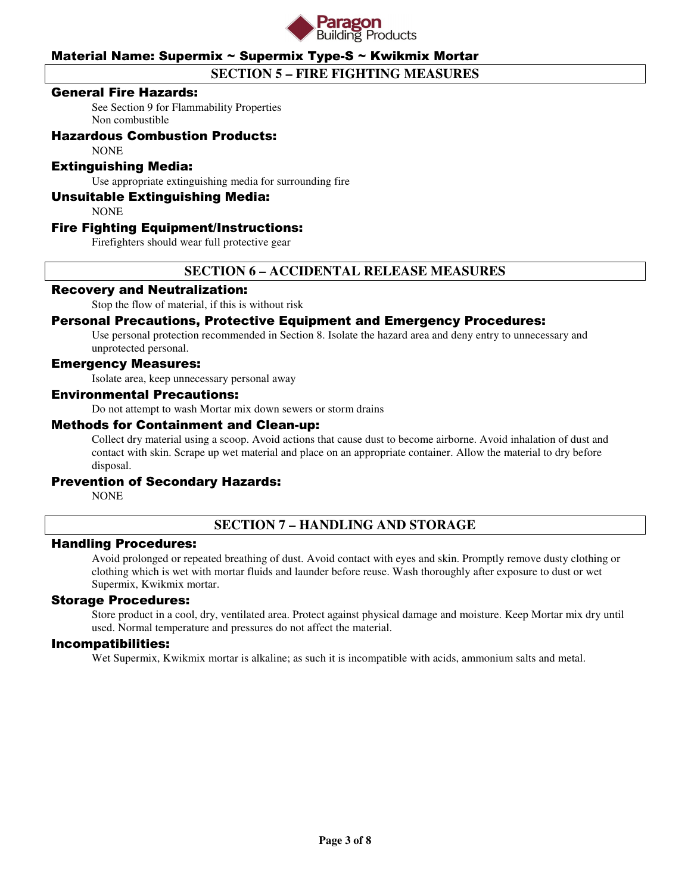Material Name: Supermix ~ Supermix Type-S ~ Kwikmix Mortar

## SECTION 5 – FIRE FIGHTING MEASURES

### General Fire Hazards:

See Section 9 for Flammability Properties
Non combustible

### Hazardous Combustion Products:

NONE

### Extinguishing Media:

Use appropriate extinguishing media for surrounding fire

### Unsuitable Extinguishing Media:

NONE

### Fire Fighting Equipment/Instructions:

Firefighters should wear full protective gear

## SECTION 6 – ACCIDENTAL RELEASE MEASURES

### Recovery and Neutralization:

Stop the flow of material, if this is without risk

### Personal Precautions, Protective Equipment and Emergency Procedures:

Use personal protection recommended in Section 8. Isolate the hazard area and deny entry to unnecessary and unprotected personal.

### Emergency Measures:

Isolate area, keep unnecessary personal away

### Environmental Precautions:

Do not attempt to wash Mortar mix down sewers or storm drains

### Methods for Containment and Clean-up:

Collect dry material using a scoop. Avoid actions that cause dust to become airborne. Avoid inhalation of dust and contact with skin. Scrape up wet material and place on an appropriate container. Allow the material to dry before disposal.

### Prevention of Secondary Hazards:

NONE

## SECTION 7 – HANDLING AND STORAGE

### Handling Procedures:

Avoid prolonged or repeated breathing of dust. Avoid contact with eyes and skin. Promptly remove dusty clothing or clothing which is wet with mortar fluids and launder before reuse. Wash thoroughly after exposure to dust or wet Supermix, Kwikmix mortar.

### Storage Procedures:

Store product in a cool, dry, ventilated area. Protect against physical damage and moisture. Keep Mortar mix dry until used. Normal temperature and pressures do not affect the material.

### Incompatibilities:

Wet Supermix, Kwikmix mortar is alkaline; as such it is incompatible with acids, ammonium salts and metal.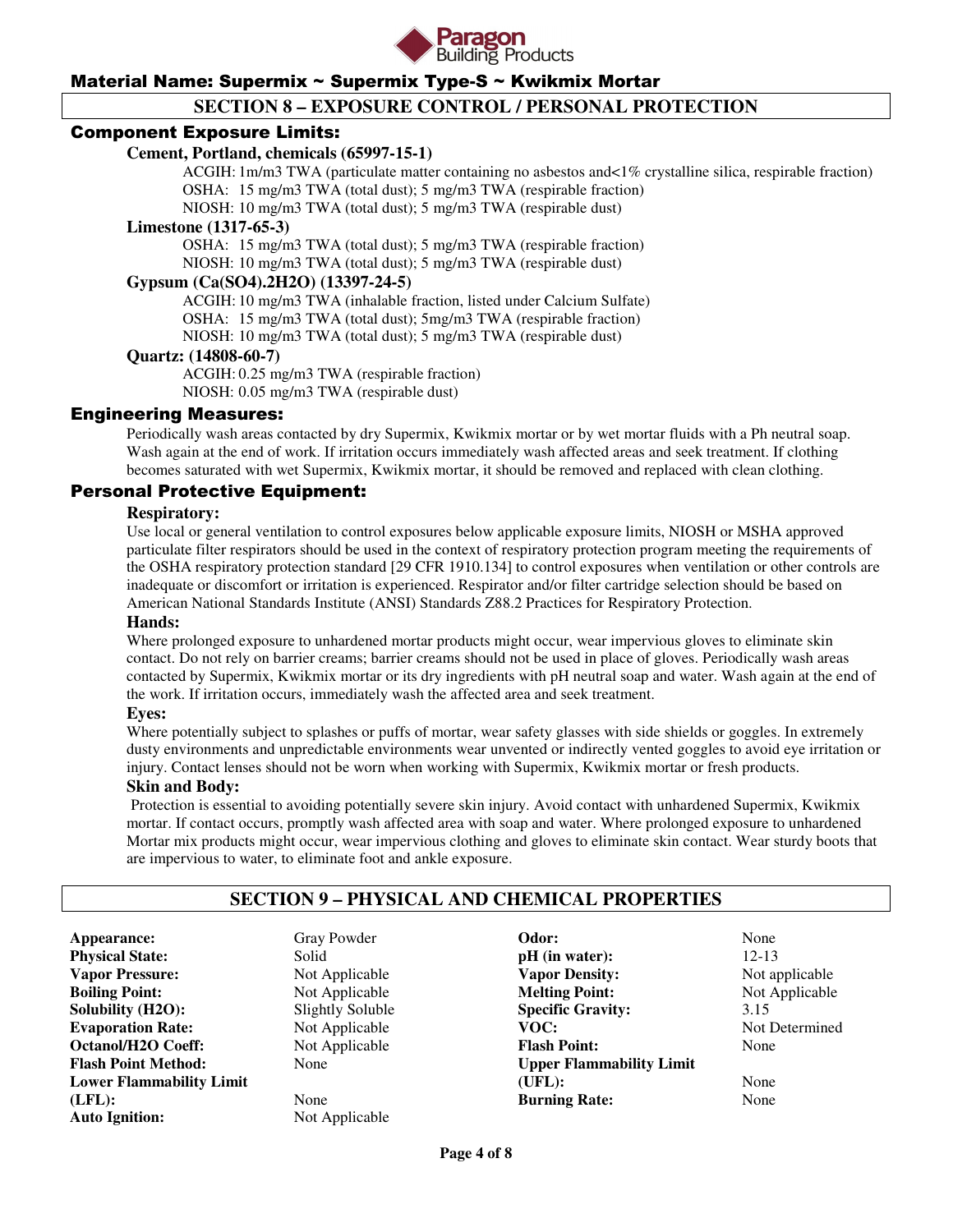## SECTION 8 – EXPOSURE CONTROL / PERSONAL PROTECTION

### Component Exposure Limits:

**Cement, Portland, chemicals (65997-15-1)**

ACGIH: 1m/m3 TWA (particulate matter containing no asbestos and<1% crystalline silica, respirable fraction)
OSHA: 15 mg/m3 TWA (total dust); 5 mg/m3 TWA (respirable fraction)
NIOSH: 10 mg/m3 TWA (total dust); 5 mg/m3 TWA (respirable dust)

**Limestone (1317-65-3)**

OSHA: 15 mg/m3 TWA (total dust); 5 mg/m3 TWA (respirable fraction)
NIOSH: 10 mg/m3 TWA (total dust); 5 mg/m3 TWA (respirable dust)

**Gypsum (Ca(SO4).2H2O) (13397-24-5)**

ACGIH: 10 mg/m3 TWA (inhalable fraction, listed under Calcium Sulfate)
OSHA: 15 mg/m3 TWA (total dust); 5mg/m3 TWA (respirable fraction)
NIOSH: 10 mg/m3 TWA (total dust); 5 mg/m3 TWA (respirable dust)

**Quartz: (14808-60-7)**

ACGIH: 0.25 mg/m3 TWA (respirable fraction)
NIOSH: 0.05 mg/m3 TWA (respirable dust)

### Engineering Measures:

Periodically wash areas contacted by dry Supermix, Kwikmix mortar or by wet mortar fluids with a Ph neutral soap. Wash again at the end of work. If irritation occurs immediately wash affected areas and seek treatment. If clothing becomes saturated with wet Supermix, Kwikmix mortar, it should be removed and replaced with clean clothing.

### Personal Protective Equipment:

**Respiratory:**

Use local or general ventilation to control exposures below applicable exposure limits, NIOSH or MSHA approved particulate filter respirators should be used in the context of respiratory protection program meeting the requirements of the OSHA respiratory protection standard [29 CFR 1910.134] to control exposures when ventilation or other controls are inadequate or discomfort or irritation is experienced. Respirator and/or filter cartridge selection should be based on American National Standards Institute (ANSI) Standards Z88.2 Practices for Respiratory Protection.

**Hands:**

Where prolonged exposure to unhardened mortar products might occur, wear impervious gloves to eliminate skin contact. Do not rely on barrier creams; barrier creams should not be used in place of gloves. Periodically wash areas contacted by Supermix, Kwikmix mortar or its dry ingredients with pH neutral soap and water. Wash again at the end of the work. If irritation occurs, immediately wash the affected area and seek treatment.

**Eyes:**

Where potentially subject to splashes or puffs of mortar, wear safety glasses with side shields or goggles. In extremely dusty environments and unpredictable environments wear unvented or indirectly vented goggles to avoid eye irritation or injury. Contact lenses should not be worn when working with Supermix, Kwikmix mortar or fresh products.

**Skin and Body:**

Protection is essential to avoiding potentially severe skin injury. Avoid contact with unhardened Supermix, Kwikmix mortar. If contact occurs, promptly wash affected area with soap and water. Where prolonged exposure to unhardened Mortar mix products might occur, wear impervious clothing and gloves to eliminate skin contact. Wear sturdy boots that are impervious to water, to eliminate foot and ankle exposure.

## SECTION 9 – PHYSICAL AND CHEMICAL PROPERTIES

| | | | |
|---|---|---|---|
| **Appearance:** | Gray Powder | **Odor:** | None |
| **Physical State:** | Solid | **pH (in water):** | 12-13 |
| **Vapor Pressure:** | Not Applicable | **Vapor Density:** | Not applicable |
| **Boiling Point:** | Not Applicable | **Melting Point:** | Not Applicable |
| **Solubility (H2O):** | Slightly Soluble | **Specific Gravity:** | 3.15 |
| **Evaporation Rate:** | Not Applicable | **VOC:** | Not Determined |
| **Octanol/H2O Coeff:** | Not Applicable | **Flash Point:** | None |
| **Flash Point Method:** | None | **Upper Flammability Limit (UFL):** | None |
| **Lower Flammability Limit (LFL):** | None | **Burning Rate:** | None |
| **Auto Ignition:** | Not Applicable | | |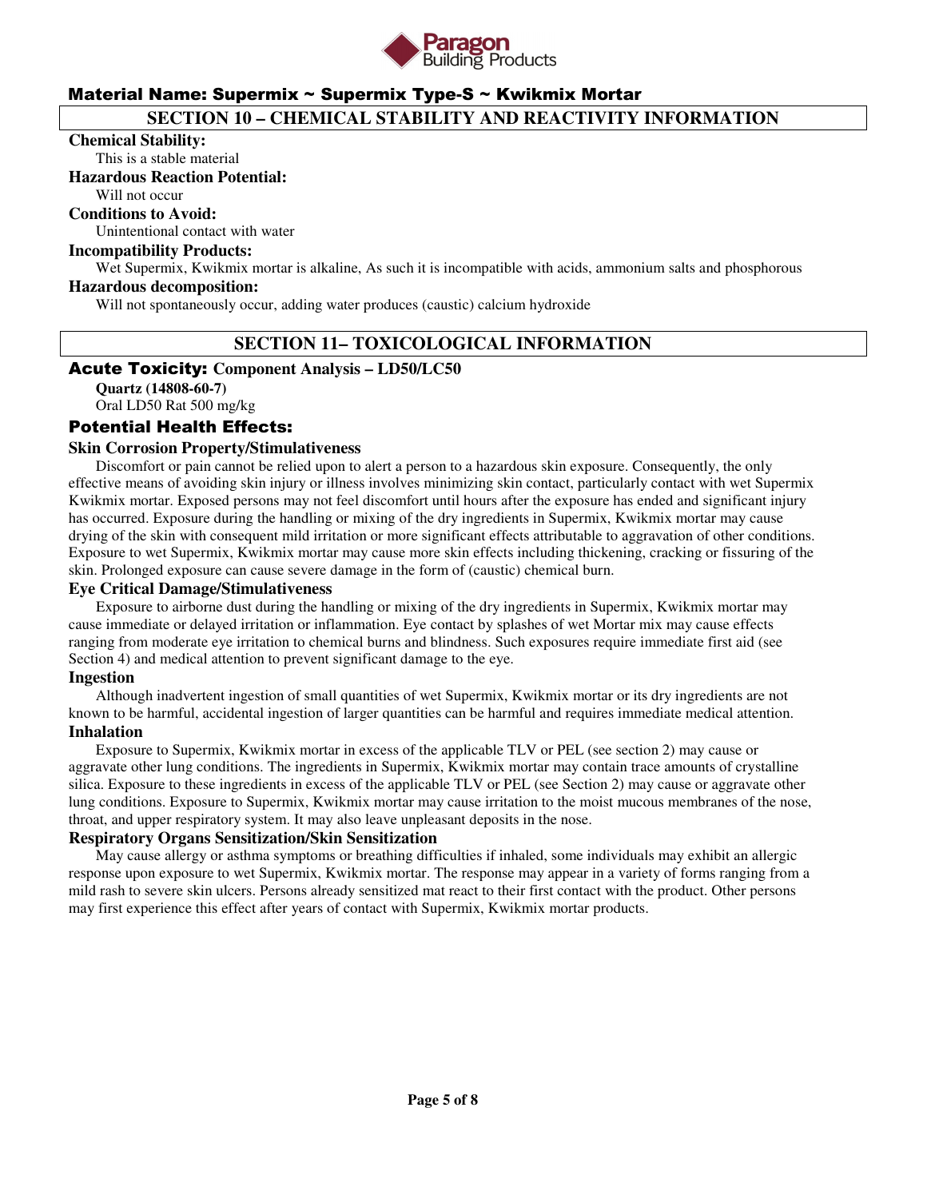## Material Name: Supermix ~ Supermix Type-S ~ Kwikmix Mortar

## SECTION 10 – CHEMICAL STABILITY AND REACTIVITY INFORMATION

**Chemical Stability:**

This is a stable material

**Hazardous Reaction Potential:**

Will not occur

**Conditions to Avoid:**

Unintentional contact with water

**Incompatibility Products:**

Wet Supermix, Kwikmix mortar is alkaline, As such it is incompatible with acids, ammonium salts and phosphorous

**Hazardous decomposition:**

Will not spontaneously occur, adding water produces (caustic) calcium hydroxide

## SECTION 11– TOXICOLOGICAL INFORMATION

### Acute Toxicity: Component Analysis – LD50/LC50

**Quartz (14808-60-7)**

Oral LD50 Rat 500 mg/kg

### Potential Health Effects:

**Skin Corrosion Property/Stimulativeness**

Discomfort or pain cannot be relied upon to alert a person to a hazardous skin exposure. Consequently, the only effective means of avoiding skin injury or illness involves minimizing skin contact, particularly contact with wet Supermix Kwikmix mortar. Exposed persons may not feel discomfort until hours after the exposure has ended and significant injury has occurred. Exposure during the handling or mixing of the dry ingredients in Supermix, Kwikmix mortar may cause drying of the skin with consequent mild irritation or more significant effects attributable to aggravation of other conditions. Exposure to wet Supermix, Kwikmix mortar may cause more skin effects including thickening, cracking or fissuring of the skin. Prolonged exposure can cause severe damage in the form of (caustic) chemical burn.

**Eye Critical Damage/Stimulativeness**

Exposure to airborne dust during the handling or mixing of the dry ingredients in Supermix, Kwikmix mortar may cause immediate or delayed irritation or inflammation. Eye contact by splashes of wet Mortar mix may cause effects ranging from moderate eye irritation to chemical burns and blindness. Such exposures require immediate first aid (see Section 4) and medical attention to prevent significant damage to the eye.

**Ingestion**

Although inadvertent ingestion of small quantities of wet Supermix, Kwikmix mortar or its dry ingredients are not known to be harmful, accidental ingestion of larger quantities can be harmful and requires immediate medical attention.

**Inhalation**

Exposure to Supermix, Kwikmix mortar in excess of the applicable TLV or PEL (see section 2) may cause or aggravate other lung conditions. The ingredients in Supermix, Kwikmix mortar may contain trace amounts of crystalline silica. Exposure to these ingredients in excess of the applicable TLV or PEL (see Section 2) may cause or aggravate other lung conditions. Exposure to Supermix, Kwikmix mortar may cause irritation to the moist mucous membranes of the nose, throat, and upper respiratory system. It may also leave unpleasant deposits in the nose.

**Respiratory Organs Sensitization/Skin Sensitization**

May cause allergy or asthma symptoms or breathing difficulties if inhaled, some individuals may exhibit an allergic response upon exposure to wet Supermix, Kwikmix mortar. The response may appear in a variety of forms ranging from a mild rash to severe skin ulcers. Persons already sensitized mat react to their first contact with the product. Other persons may first experience this effect after years of contact with Supermix, Kwikmix mortar products.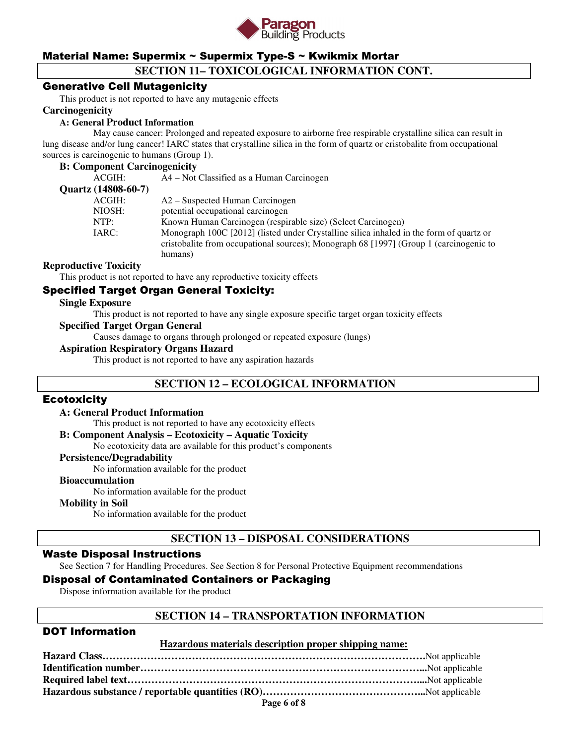## Material Name: Supermix ~ Supermix Type-S ~ Kwikmix Mortar

## SECTION 11– TOXICOLOGICAL INFORMATION CONT.

### Generative Cell Mutagenicity

This product is not reported to have any mutagenic effects

**Carcinogenicity**

**A: General Product Information**

May cause cancer: Prolonged and repeated exposure to airborne free respirable crystalline silica can result in lung disease and/or lung cancer! IARC states that crystalline silica in the form of quartz or cristobalite from occupational sources is carcinogenic to humans (Group 1).

**B: Component Carcinogenicity**

| | |
|---|---|
| ACGIH: | A4 – Not Classified as a Human Carcinogen |

**Quartz (14808-60-7)**

| | |
|---|---|
| ACGIH: | A2 – Suspected Human Carcinogen |
| NIOSH: | potential occupational carcinogen |
| NTP: | Known Human Carcinogen (respirable size) (Select Carcinogen) |
| IARC: | Monograph 100C [2012] (listed under Crystalline silica inhaled in the form of quartz or cristobalite from occupational sources); Monograph 68 [1997] (Group 1 (carcinogenic to humans) |

**Reproductive Toxicity**

This product is not reported to have any reproductive toxicity effects

### Specified Target Organ General Toxicity:

**Single Exposure**

This product is not reported to have any single exposure specific target organ toxicity effects

**Specified Target Organ General**

Causes damage to organs through prolonged or repeated exposure (lungs)

**Aspiration Respiratory Organs Hazard**

This product is not reported to have any aspiration hazards

## SECTION 12 – ECOLOGICAL INFORMATION

### Ecotoxicity

**A: General Product Information**

This product is not reported to have any ecotoxicity effects

**B: Component Analysis – Ecotoxicity – Aquatic Toxicity**

No ecotoxicity data are available for this product's components

**Persistence/Degradability**

No information available for the product

**Bioaccumulation**

No information available for the product

**Mobility in Soil**

No information available for the product

## SECTION 13 – DISPOSAL CONSIDERATIONS

### Waste Disposal Instructions

See Section 7 for Handling Procedures. See Section 8 for Personal Protective Equipment recommendations

### Disposal of Contaminated Containers or Packaging

Dispose information available for the product

## SECTION 14 – TRANSPORTATION INFORMATION

### DOT Information

**Hazardous materials description proper shipping name:**

**Hazard Class……………………………………………………………………………………….**Not applicable
**Identification number…………………………………………………………………………...**Not applicable
**Required label text……………………………………………………………………………....**Not applicable
**Hazardous substance / reportable quantities (RO)………………………………………...**Not applicable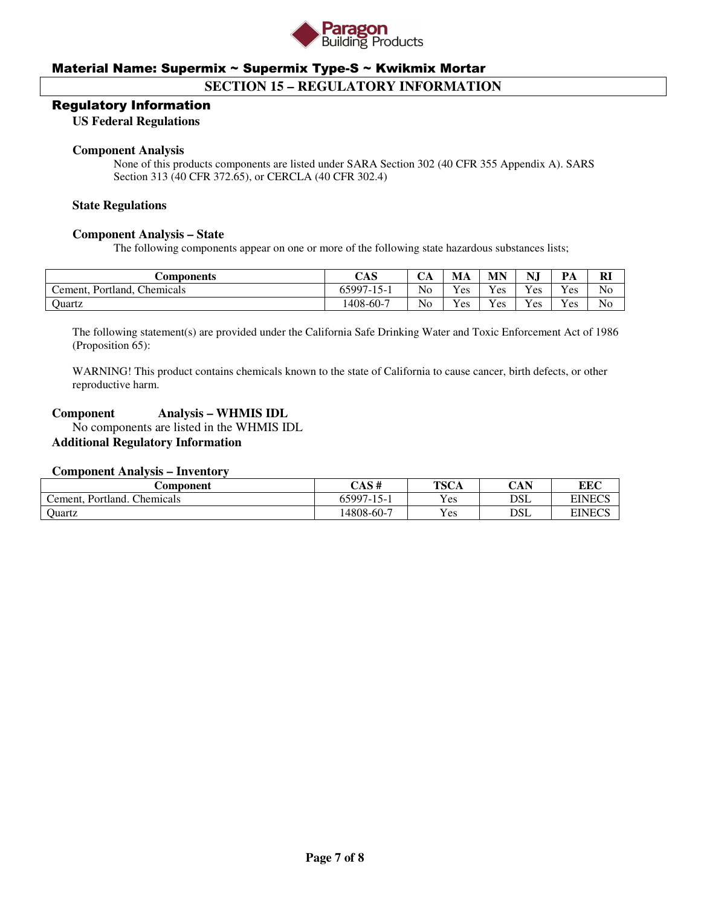**Material Name: Supermix ~ Supermix Type-S ~ Kwikmix Mortar**

## SECTION 15 – REGULATORY INFORMATION

### Regulatory Information

**US Federal Regulations**

**Component Analysis**

None of this products components are listed under SARA Section 302 (40 CFR 355 Appendix A). SARS Section 313 (40 CFR 372.65), or CERCLA (40 CFR 302.4)

**State Regulations**

**Component Analysis – State**

The following components appear on one or more of the following state hazardous substances lists;

| Components | CAS | CA | MA | MN | NJ | PA | RI |
|---|---|---|---|---|---|---|---|
| Cement, Portland, Chemicals | 65997-15-1 | No | Yes | Yes | Yes | Yes | No |
| Quartz | 1408-60-7 | No | Yes | Yes | Yes | Yes | No |

The following statement(s) are provided under the California Safe Drinking Water and Toxic Enforcement Act of 1986 (Proposition 65):

WARNING! This product contains chemicals known to the state of California to cause cancer, birth defects, or other reproductive harm.

**Component Analysis – WHMIS IDL**

No components are listed in the WHMIS IDL

**Additional Regulatory Information**

**Component Analysis – Inventory**

| Component | CAS # | TSCA | CAN | EEC |
|---|---|---|---|---|
| Cement, Portland. Chemicals | 65997-15-1 | Yes | DSL | EINECS |
| Quartz | 14808-60-7 | Yes | DSL | EINECS |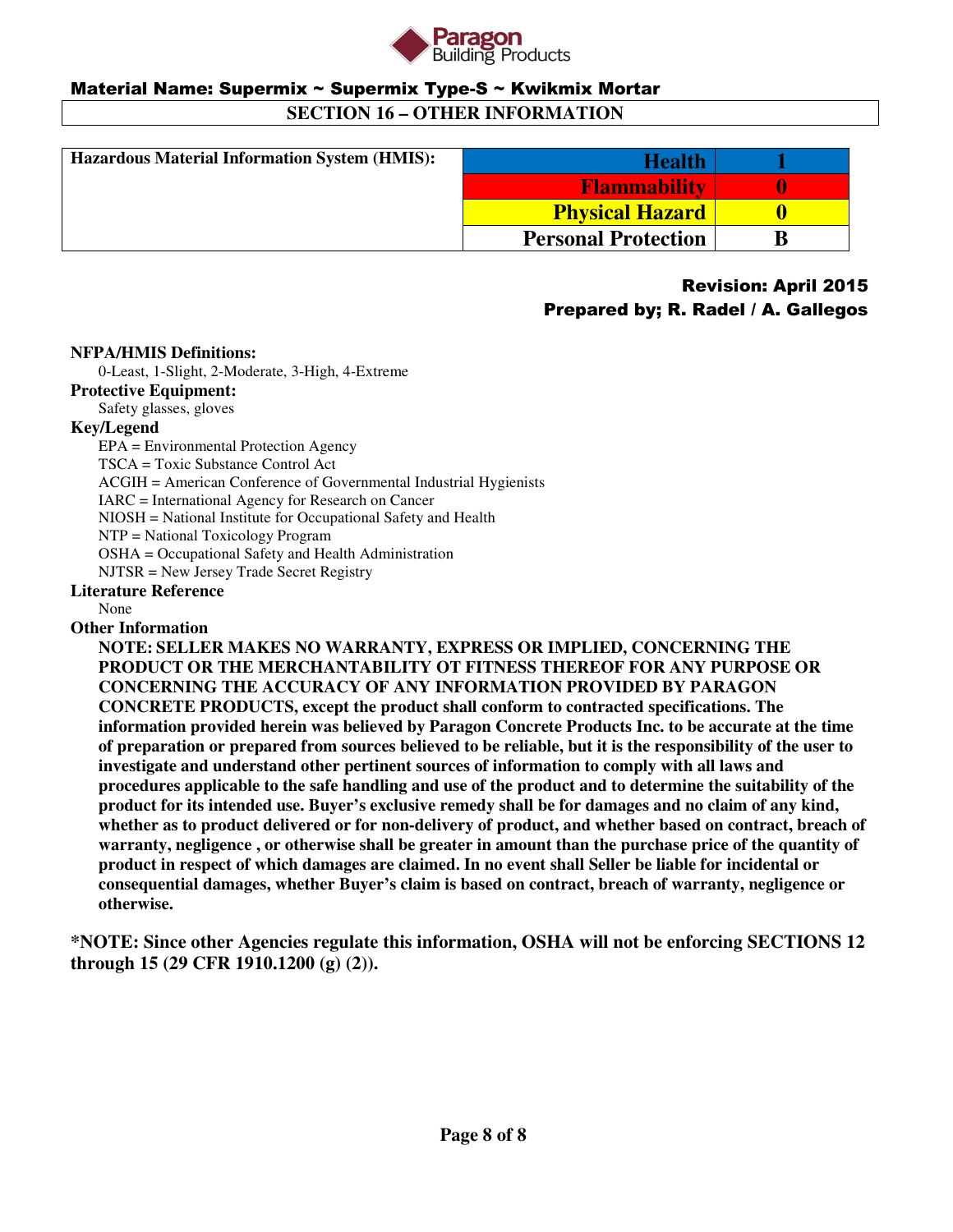Material Name: Supermix ~ Supermix Type-S ~ Kwikmix Mortar

## SECTION 16 – OTHER INFORMATION

| | | |
|---|---|---|
| **Hazardous Material Information System (HMIS):** | **Health** | **1** |
| | **Flammability** | **0** |
| | **Physical Hazard** | **0** |
| | **Personal Protection** | **B** |

**Revision: April 2015**
**Prepared by; R. Radel / A. Gallegos**

**NFPA/HMIS Definitions:**
0-Least, 1-Slight, 2-Moderate, 3-High, 4-Extreme

**Protective Equipment:**
Safety glasses, gloves

**Key/Legend**
EPA = Environmental Protection Agency
TSCA = Toxic Substance Control Act
ACGIH = American Conference of Governmental Industrial Hygienists
IARC = International Agency for Research on Cancer
NIOSH = National Institute for Occupational Safety and Health
NTP = National Toxicology Program
OSHA = Occupational Safety and Health Administration
NJTSR = New Jersey Trade Secret Registry

**Literature Reference**
None

**Other Information**

**NOTE: SELLER MAKES NO WARRANTY, EXPRESS OR IMPLIED, CONCERNING THE PRODUCT OR THE MERCHANTABILITY OT FITNESS THEREOF FOR ANY PURPOSE OR CONCERNING THE ACCURACY OF ANY INFORMATION PROVIDED BY PARAGON CONCRETE PRODUCTS, except the product shall conform to contracted specifications. The information provided herein was believed by Paragon Concrete Products Inc. to be accurate at the time of preparation or prepared from sources believed to be reliable, but it is the responsibility of the user to investigate and understand other pertinent sources of information to comply with all laws and procedures applicable to the safe handling and use of the product and to determine the suitability of the product for its intended use. Buyer's exclusive remedy shall be for damages and no claim of any kind, whether as to product delivered or for non-delivery of product, and whether based on contract, breach of warranty, negligence , or otherwise shall be greater in amount than the purchase price of the quantity of product in respect of which damages are claimed. In no event shall Seller be liable for incidental or consequential damages, whether Buyer's claim is based on contract, breach of warranty, negligence or otherwise.**

**\*NOTE: Since other Agencies regulate this information, OSHA will not be enforcing SECTIONS 12 through 15 (29 CFR 1910.1200 (g) (2)).**